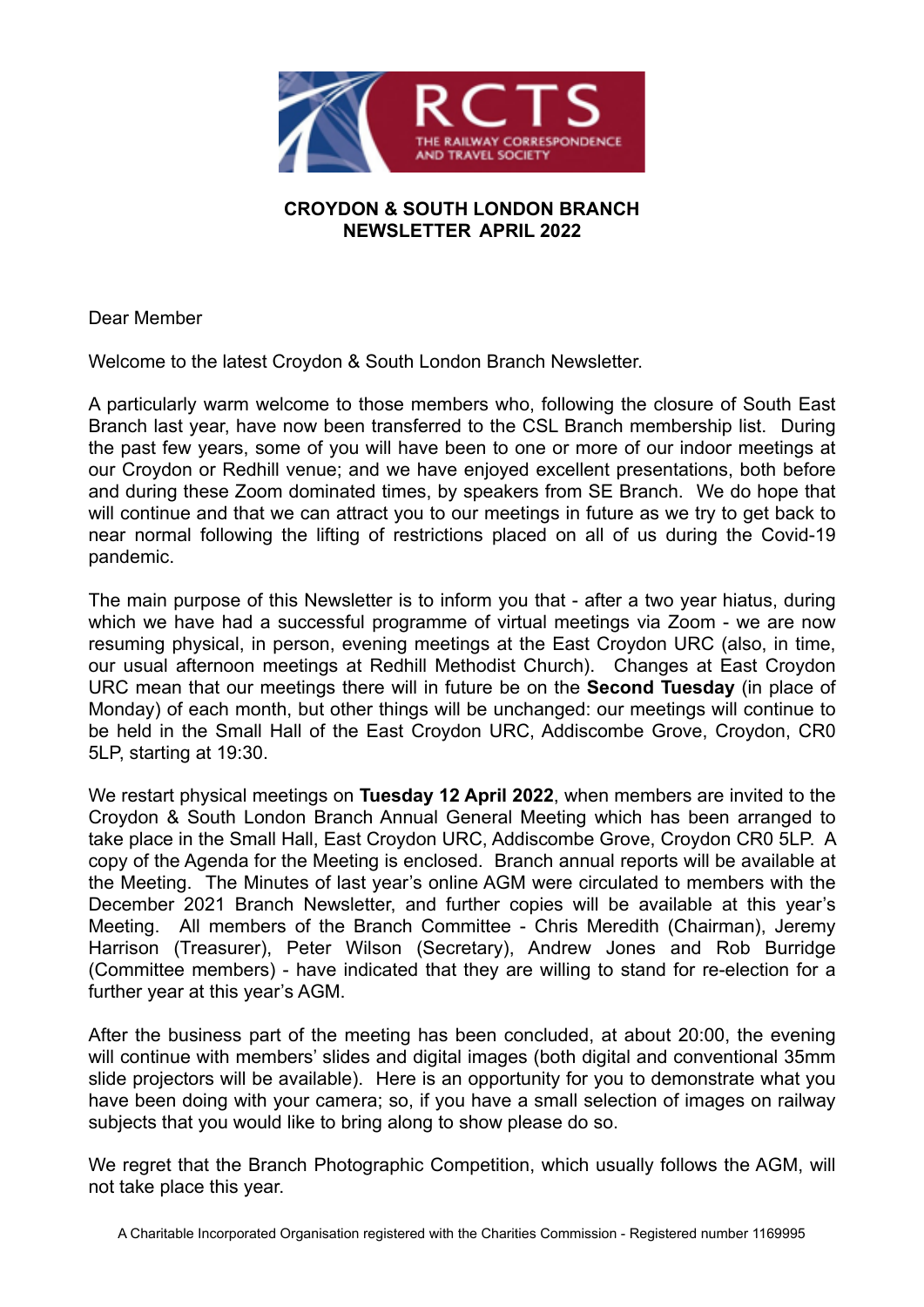**CROYDON & SOUTH LONDON BRANCH**
**NEWSLETTER APRIL 2022**

Dear Member

Welcome to the latest Croydon & South London Branch Newsletter.

A particularly warm welcome to those members who, following the closure of South East Branch last year, have now been transferred to the CSL Branch membership list. During the past few years, some of you will have been to one or more of our indoor meetings at our Croydon or Redhill venue; and we have enjoyed excellent presentations, both before and during these Zoom dominated times, by speakers from SE Branch. We do hope that will continue and that we can attract you to our meetings in future as we try to get back to near normal following the lifting of restrictions placed on all of us during the Covid-19 pandemic.

The main purpose of this Newsletter is to inform you that - after a two year hiatus, during which we have had a successful programme of virtual meetings via Zoom - we are now resuming physical, in person, evening meetings at the East Croydon URC (also, in time, our usual afternoon meetings at Redhill Methodist Church). Changes at East Croydon URC mean that our meetings there will in future be on the **Second Tuesday** (in place of Monday) of each month, but other things will be unchanged: our meetings will continue to be held in the Small Hall of the East Croydon URC, Addiscombe Grove, Croydon, CR0 5LP, starting at 19:30.

We restart physical meetings on **Tuesday 12 April 2022**, when members are invited to the Croydon & South London Branch Annual General Meeting which has been arranged to take place in the Small Hall, East Croydon URC, Addiscombe Grove, Croydon CR0 5LP. A copy of the Agenda for the Meeting is enclosed. Branch annual reports will be available at the Meeting. The Minutes of last year's online AGM were circulated to members with the December 2021 Branch Newsletter, and further copies will be available at this year's Meeting. All members of the Branch Committee - Chris Meredith (Chairman), Jeremy Harrison (Treasurer), Peter Wilson (Secretary), Andrew Jones and Rob Burridge (Committee members) - have indicated that they are willing to stand for re-election for a further year at this year's AGM.

After the business part of the meeting has been concluded, at about 20:00, the evening will continue with members' slides and digital images (both digital and conventional 35mm slide projectors will be available). Here is an opportunity for you to demonstrate what you have been doing with your camera; so, if you have a small selection of images on railway subjects that you would like to bring along to show please do so.

We regret that the Branch Photographic Competition, which usually follows the AGM, will not take place this year.

A Charitable Incorporated Organisation registered with the Charities Commission - Registered number 1169995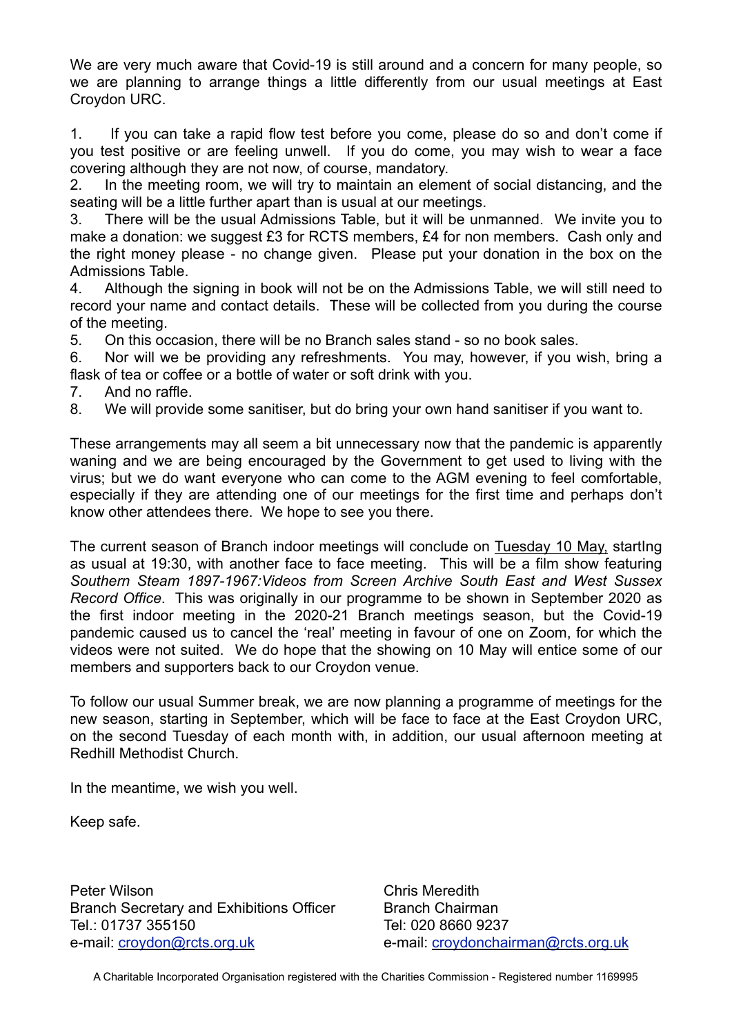We are very much aware that Covid-19 is still around and a concern for many people, so we are planning to arrange things a little differently from our usual meetings at East Croydon URC.

1. If you can take a rapid flow test before you come, please do so and don't come if you test positive or are feeling unwell. If you do come, you may wish to wear a face covering although they are not now, of course, mandatory.
2. In the meeting room, we will try to maintain an element of social distancing, and the seating will be a little further apart than is usual at our meetings.
3. There will be the usual Admissions Table, but it will be unmanned. We invite you to make a donation: we suggest £3 for RCTS members, £4 for non members. Cash only and the right money please - no change given. Please put your donation in the box on the Admissions Table.
4. Although the signing in book will not be on the Admissions Table, we will still need to record your name and contact details. These will be collected from you during the course of the meeting.
5. On this occasion, there will be no Branch sales stand - so no book sales.
6. Nor will we be providing any refreshments. You may, however, if you wish, bring a flask of tea or coffee or a bottle of water or soft drink with you.
7. And no raffle.
8. We will provide some sanitiser, but do bring your own hand sanitiser if you want to.

These arrangements may all seem a bit unnecessary now that the pandemic is apparently waning and we are being encouraged by the Government to get used to living with the virus; but we do want everyone who can come to the AGM evening to feel comfortable, especially if they are attending one of our meetings for the first time and perhaps don't know other attendees there. We hope to see you there.

The current season of Branch indoor meetings will conclude on <u>Tuesday 10 May,</u> startIng as usual at 19:30, with another face to face meeting. This will be a film show featuring *Southern Steam 1897-1967:Videos from Screen Archive South East and West Sussex Record Office*. This was originally in our programme to be shown in September 2020 as the first indoor meeting in the 2020-21 Branch meetings season, but the Covid-19 pandemic caused us to cancel the 'real' meeting in favour of one on Zoom, for which the videos were not suited. We do hope that the showing on 10 May will entice some of our members and supporters back to our Croydon venue.

To follow our usual Summer break, we are now planning a programme of meetings for the new season, starting in September, which will be face to face at the East Croydon URC, on the second Tuesday of each month with, in addition, our usual afternoon meeting at Redhill Methodist Church.

In the meantime, we wish you well.

Keep safe.

Peter Wilson
Branch Secretary and Exhibitions Officer
Tel.: 01737 355150
e-mail: croydon@rcts.org.uk

Chris Meredith
Branch Chairman
Tel: 020 8660 9237
e-mail: croydonchairman@rcts.org.uk

A Charitable Incorporated Organisation registered with the Charities Commission - Registered number 1169995